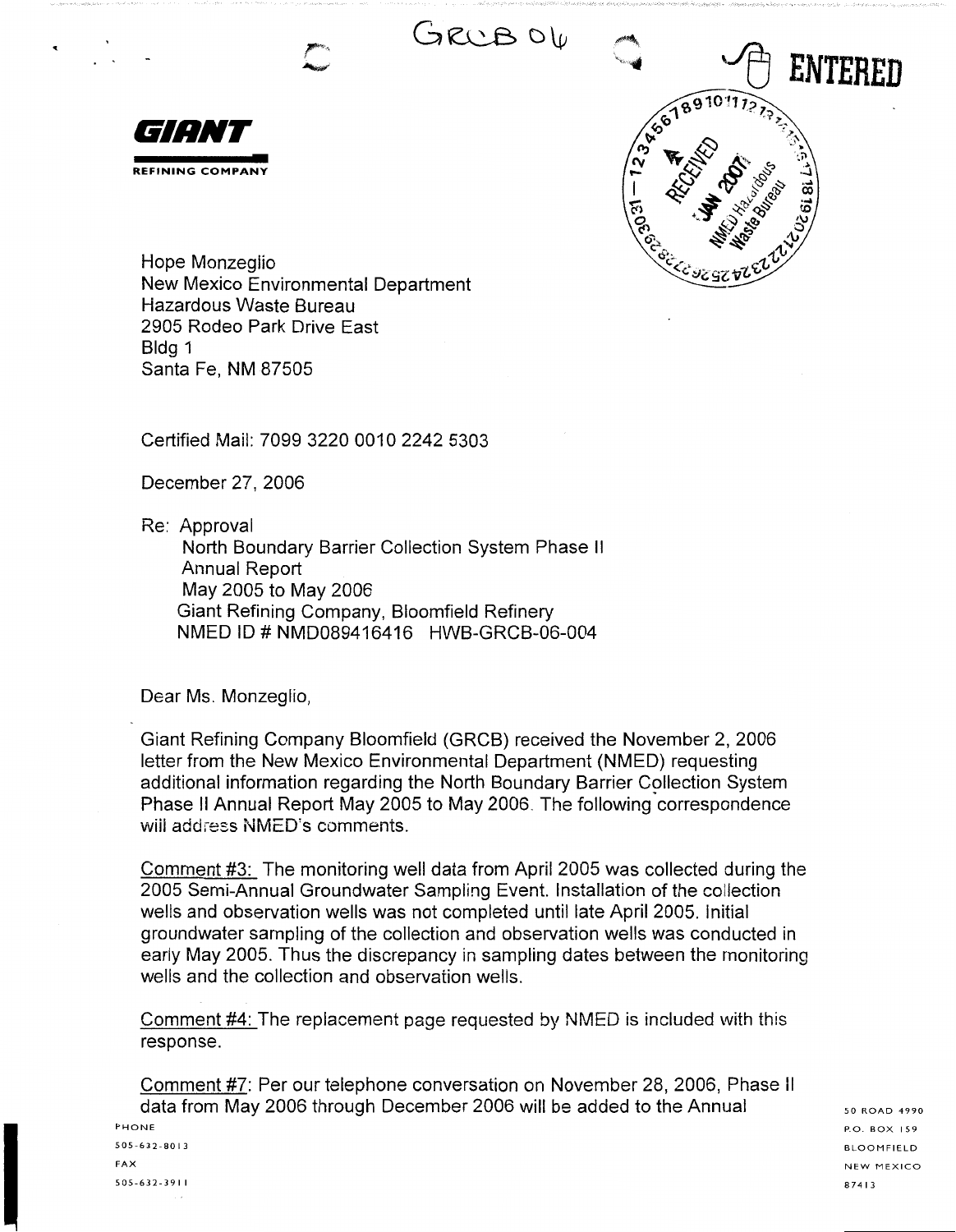GRCB 06

ENTERED

**GIANT**

REFINING COMPANY

Hope Monzeglio
New Mexico Environmental Department
Hazardous Waste Bureau
2905 Rodeo Park Drive East
Bldg 1
Santa Fe, NM 87505

Certified Mail: 7099 3220 0010 2242 5303

December 27, 2006

Re: Approval
North Boundary Barrier Collection System Phase II
Annual Report
May 2005 to May 2006
Giant Refining Company, Bloomfield Refinery
NMED ID # NMD089416416 HWB-GRCB-06-004

Dear Ms. Monzeglio,

Giant Refining Company Bloomfield (GRCB) received the November 2, 2006 letter from the New Mexico Environmental Department (NMED) requesting additional information regarding the North Boundary Barrier Collection System Phase II Annual Report May 2005 to May 2006. The following correspondence will address NMED's comments.

Comment #3: The monitoring well data from April 2005 was collected during the 2005 Semi-Annual Groundwater Sampling Event. Installation of the collection wells and observation wells was not completed until late April 2005. Initial groundwater sampling of the collection and observation wells was conducted in early May 2005. Thus the discrepancy in sampling dates between the monitoring wells and the collection and observation wells.

Comment #4: The replacement page requested by NMED is included with this response.

Comment #7: Per our telephone conversation on November 28, 2006, Phase II data from May 2006 through December 2006 will be added to the Annual

PHONE
505-632-8013
FAX
505-632-3911

50 ROAD 4990
P.O. BOX 159
BLOOMFIELD
NEW MEXICO
87413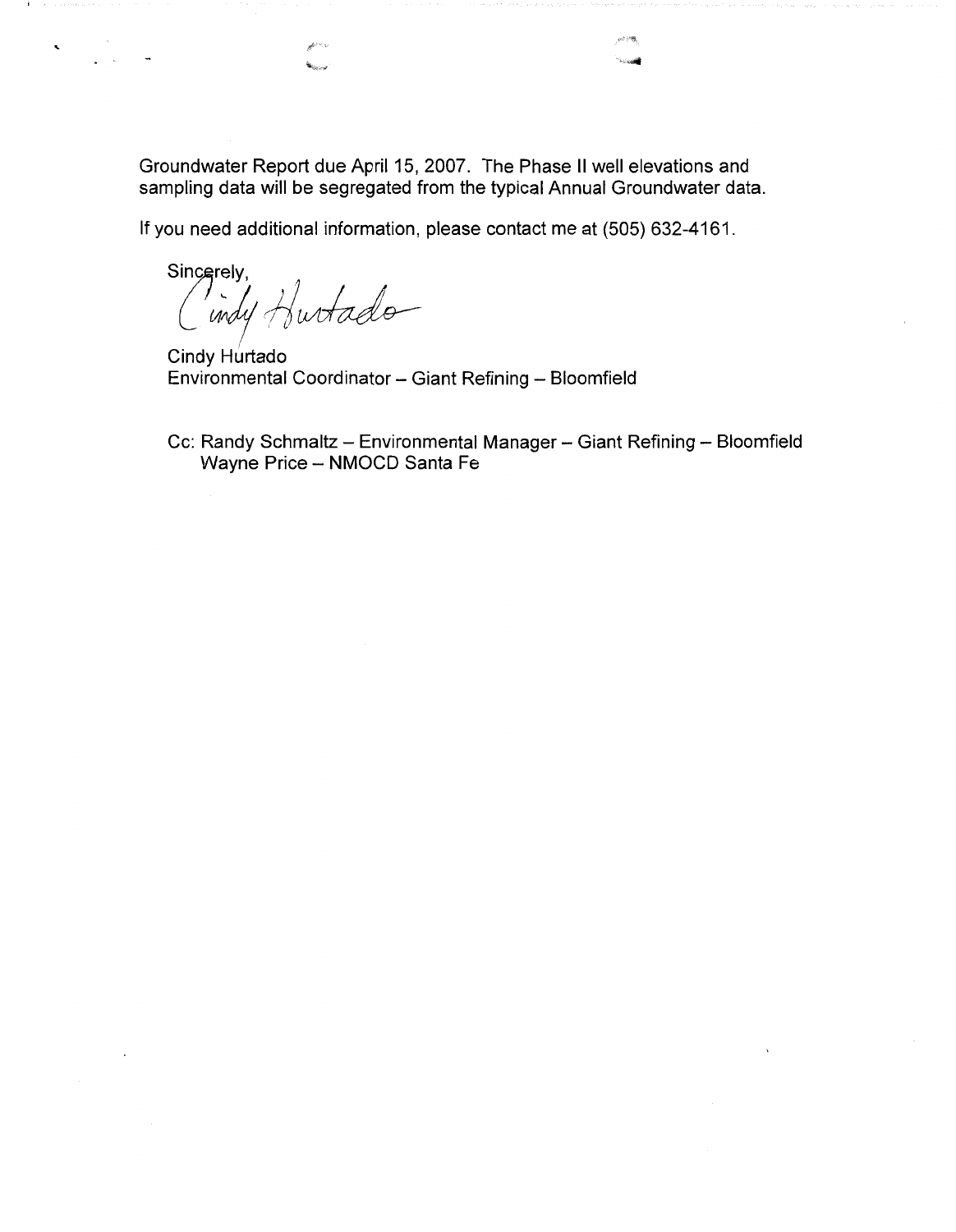Groundwater Report due April 15, 2007. The Phase II well elevations and sampling data will be segregated from the typical Annual Groundwater data.

If you need additional information, please contact me at (505) 632-4161.

Sincerely,

Cindy Hurtado

Cindy Hurtado
Environmental Coordinator – Giant Refining – Bloomfield

Cc: Randy Schmaltz – Environmental Manager – Giant Refining – Bloomfield
Wayne Price – NMOCD Santa Fe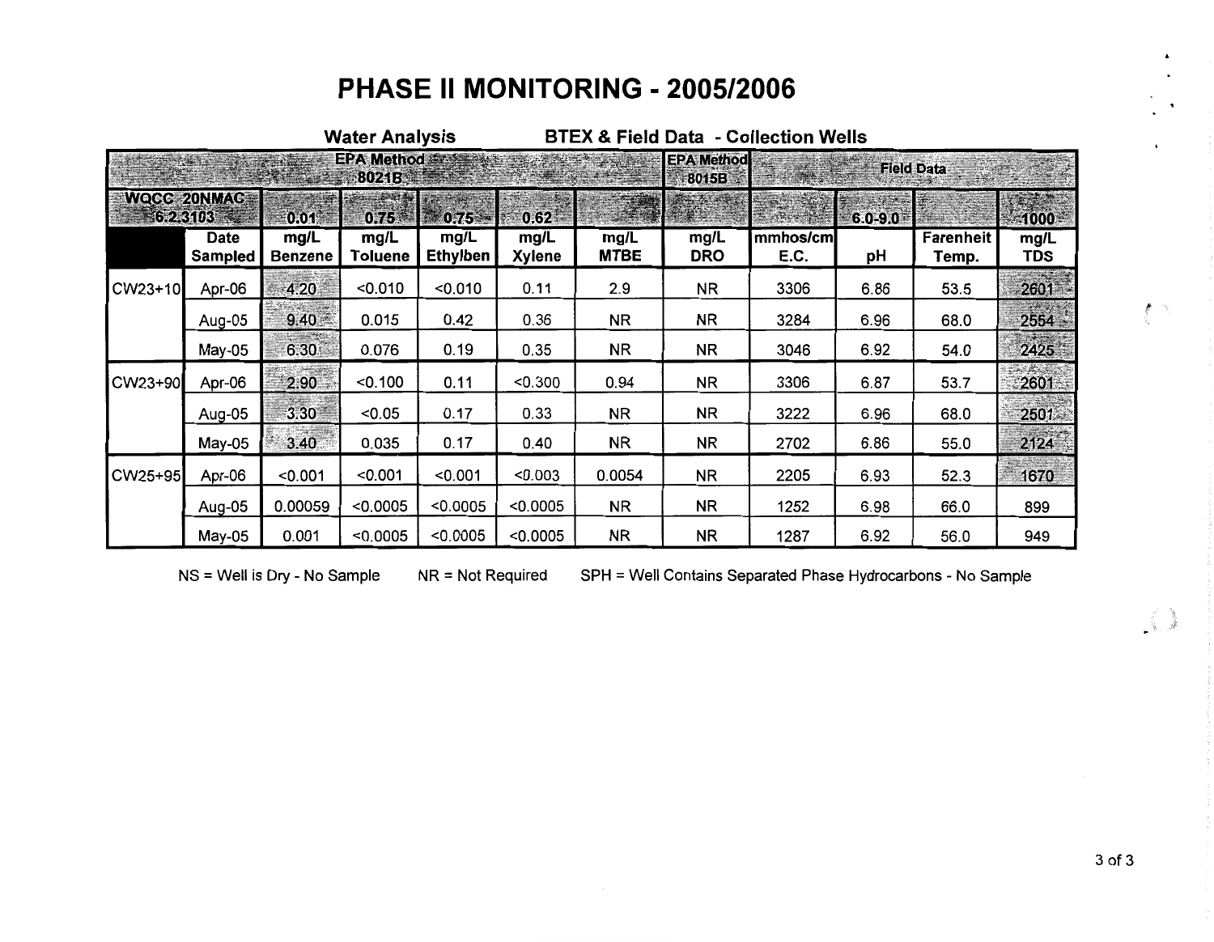# PHASE II MONITORING - 2005/2006

**Water Analysis** **BTEX & Field Data - Collection Wells**

| | | EPA Method 8021B | | | | | EPA Method 8015B | Field Data | | | |
|---|---|---|---|---|---|---|---|---|---|---|---|
| WQCC 20NMAC 6.2.3103 | | 0.01 | 0.75 | 0.75 | 0.62 | | | | 6.0-9.0 | | 1000 |
| | Date Sampled | mg/L Benzene | mg/L Toluene | mg/L Ethylben | mg/L Xylene | mg/L MTBE | mg/L DRO | mmhos/cm E.C. | pH | Farenheit Temp. | mg/L TDS |
| CW23+10 | Apr-06 | 4.20 | <0.010 | <0.010 | 0.11 | 2.9 | NR | 3306 | 6.86 | 53.5 | 2601 |
| | Aug-05 | 9.40 | 0.015 | 0.42 | 0.36 | NR | NR | 3284 | 6.96 | 68.0 | 2554 |
| | May-05 | 6.30 | 0.076 | 0.19 | 0.35 | NR | NR | 3046 | 6.92 | 54.0 | 2425 |
| CW23+90 | Apr-06 | 2.90 | <0.100 | 0.11 | <0.300 | 0.94 | NR | 3306 | 6.87 | 53.7 | 2601 |
| | Aug-05 | 3.30 | <0.05 | 0.17 | 0.33 | NR | NR | 3222 | 6.96 | 68.0 | 2501 |
| | May-05 | 3.40 | 0.035 | 0.17 | 0.40 | NR | NR | 2702 | 6.86 | 55.0 | 2124 |
| CW25+95 | Apr-06 | <0.001 | <0.001 | <0.001 | <0.003 | 0.0054 | NR | 2205 | 6.93 | 52.3 | 1670 |
| | Aug-05 | 0.00059 | <0.0005 | <0.0005 | <0.0005 | NR | NR | 1252 | 6.98 | 66.0 | 899 |
| | May-05 | 0.001 | <0.0005 | <0.0005 | <0.0005 | NR | NR | 1287 | 6.92 | 56.0 | 949 |

NS = Well is Dry - No Sample NR = Not Required SPH = Well Contains Separated Phase Hydrocarbons - No Sample